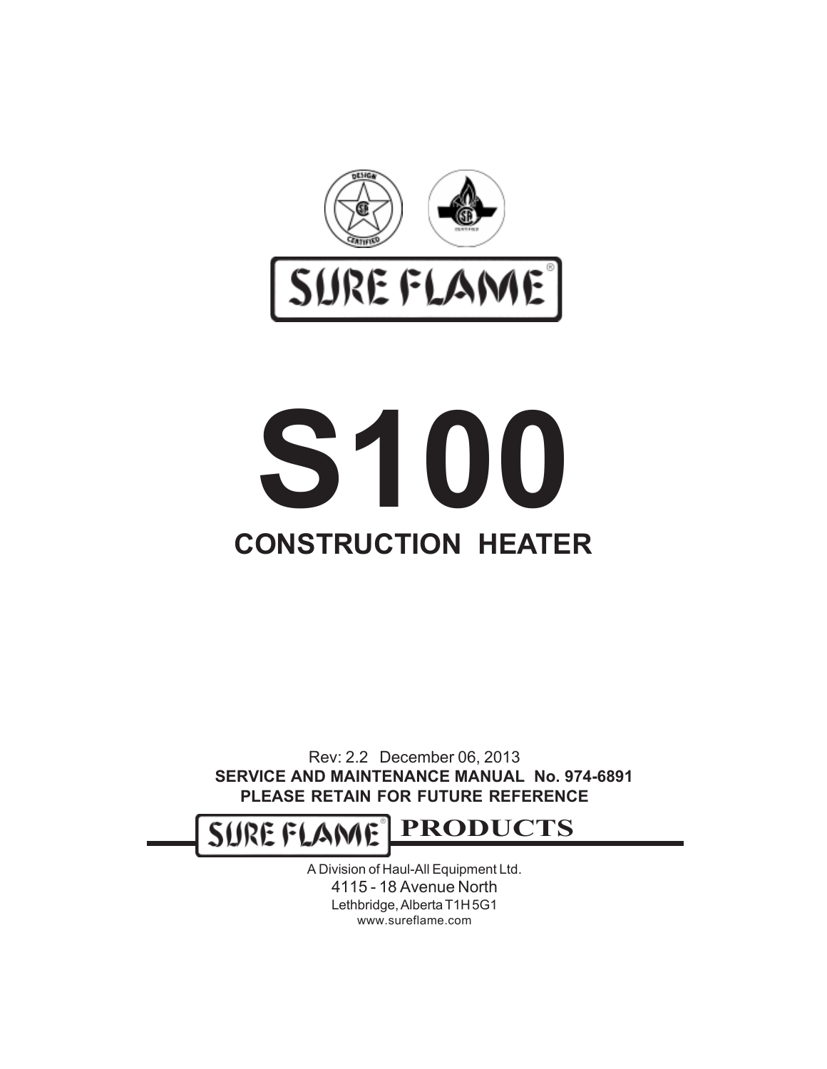SURE FLAME®

# S100

## CONSTRUCTION HEATER

Rev: 2.2 December 06, 2013

**SERVICE AND MAINTENANCE MANUAL No. 974-6891**

**PLEASE RETAIN FOR FUTURE REFERENCE**

**SURE FLAME® PRODUCTS**

A Division of Haul-All Equipment Ltd.
4115 - 18 Avenue North
Lethbridge, Alberta T1H 5G1
www.sureflame.com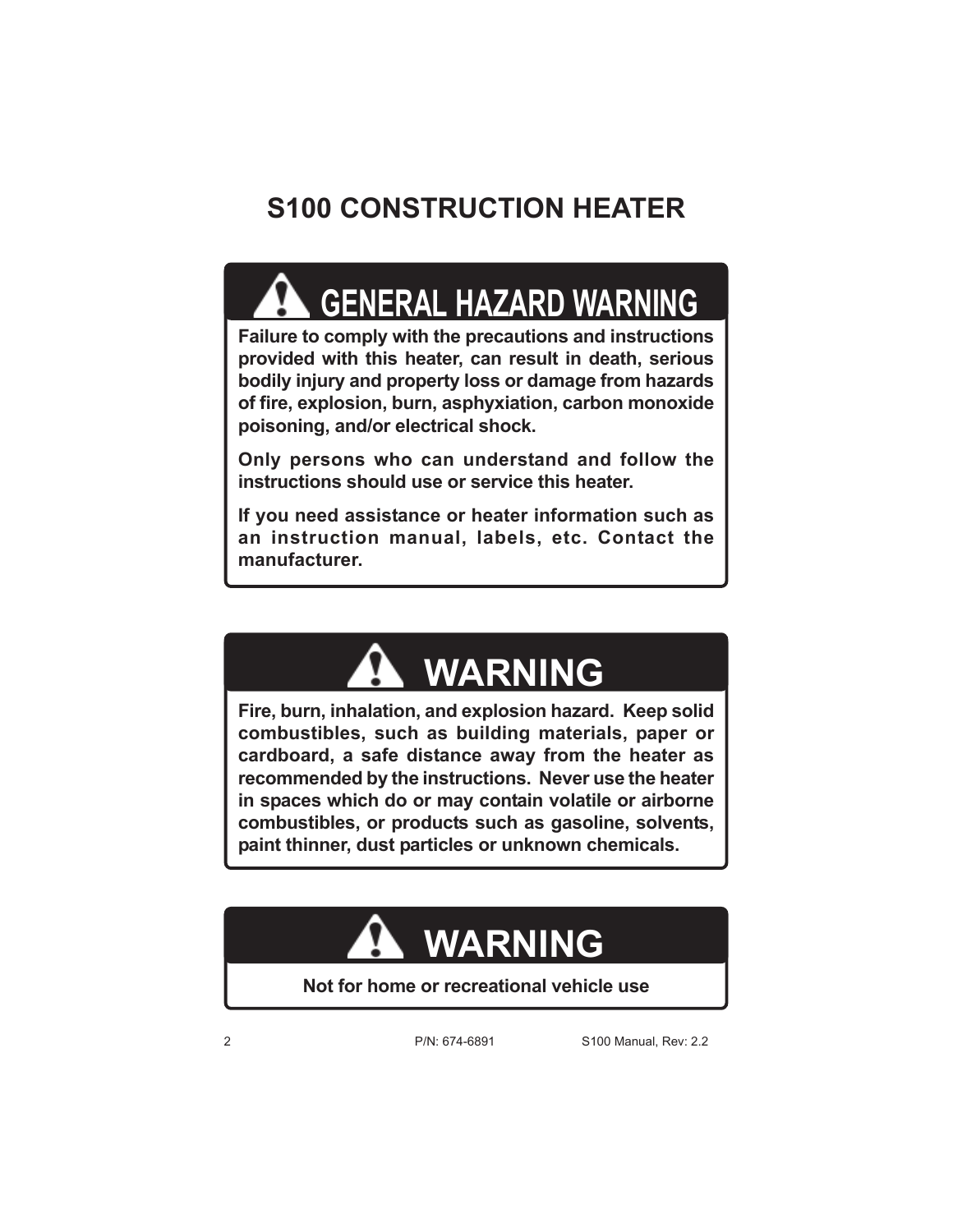# S100 CONSTRUCTION HEATER

## ⚠ GENERAL HAZARD WARNING

**Failure to comply with the precautions and instructions provided with this heater, can result in death, serious bodily injury and property loss or damage from hazards of fire, explosion, burn, asphyxiation, carbon monoxide poisoning, and/or electrical shock.**

**Only persons who can understand and follow the instructions should use or service this heater.**

**If you need assistance or heater information such as an instruction manual, labels, etc. Contact the manufacturer.**

## ⚠ WARNING

**Fire, burn, inhalation, and explosion hazard. Keep solid combustibles, such as building materials, paper or cardboard, a safe distance away from the heater as recommended by the instructions. Never use the heater in spaces which do or may contain volatile or airborne combustibles, or products such as gasoline, solvents, paint thinner, dust particles or unknown chemicals.**

## ⚠ WARNING

**Not for home or recreational vehicle use**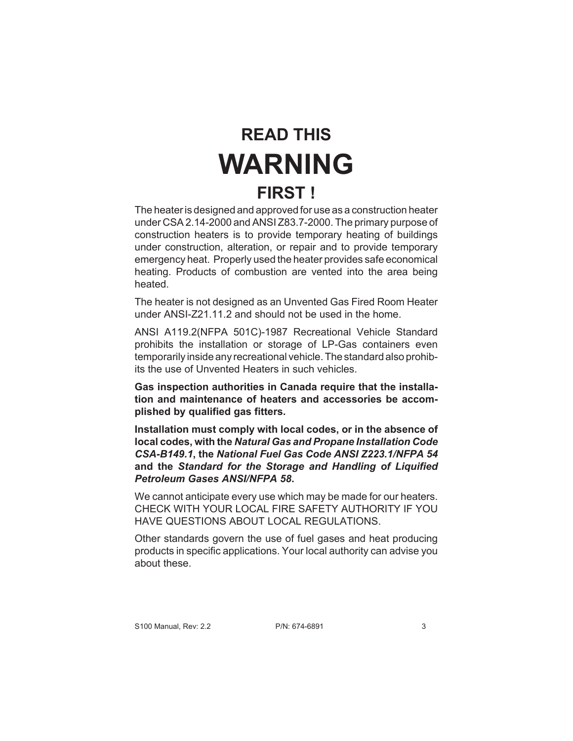# READ THIS
# WARNING
# FIRST !

The heater is designed and approved for use as a construction heater under CSA 2.14-2000 and ANSI Z83.7-2000. The primary purpose of construction heaters is to provide temporary heating of buildings under construction, alteration, or repair and to provide temporary emergency heat. Properly used the heater provides safe economical heating. Products of combustion are vented into the area being heated.

The heater is not designed as an Unvented Gas Fired Room Heater under ANSI-Z21.11.2 and should not be used in the home.

ANSI A119.2(NFPA 501C)-1987 Recreational Vehicle Standard prohibits the installation or storage of LP-Gas containers even temporarily inside any recreational vehicle. The standard also prohibits the use of Unvented Heaters in such vehicles.

**Gas inspection authorities in Canada require that the installation and maintenance of heaters and accessories be accomplished by qualified gas fitters.**

**Installation must comply with local codes, or in the absence of local codes, with the *Natural Gas and Propane Installation Code CSA-B149.1*, the *National Fuel Gas Code ANSI Z223.1/NFPA 54* and the *Standard for the Storage and Handling of Liquified Petroleum Gases ANSI/NFPA 58*.**

We cannot anticipate every use which may be made for our heaters. CHECK WITH YOUR LOCAL FIRE SAFETY AUTHORITY IF YOU HAVE QUESTIONS ABOUT LOCAL REGULATIONS.

Other standards govern the use of fuel gases and heat producing products in specific applications. Your local authority can advise you about these.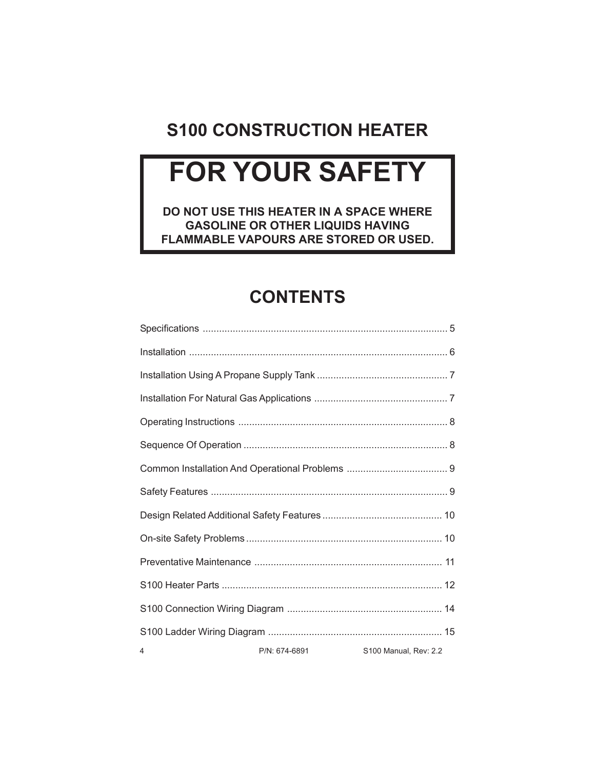# S100 CONSTRUCTION HEATER

## FOR YOUR SAFETY

**DO NOT USE THIS HEATER IN A SPACE WHERE GASOLINE OR OTHER LIQUIDS HAVING FLAMMABLE VAPOURS ARE STORED OR USED.**

## CONTENTS

| | |
|---|---|
| Specifications | 5 |
| Installation | 6 |
| Installation Using A Propane Supply Tank | 7 |
| Installation For Natural Gas Applications | 7 |
| Operating Instructions | 8 |
| Sequence Of Operation | 8 |
| Common Installation And Operational Problems | 9 |
| Safety Features | 9 |
| Design Related Additional Safety Features | 10 |
| On-site Safety Problems | 10 |
| Preventative Maintenance | 11 |
| S100 Heater Parts | 12 |
| S100 Connection Wiring Diagram | 14 |
| S100 Ladder Wiring Diagram | 15 |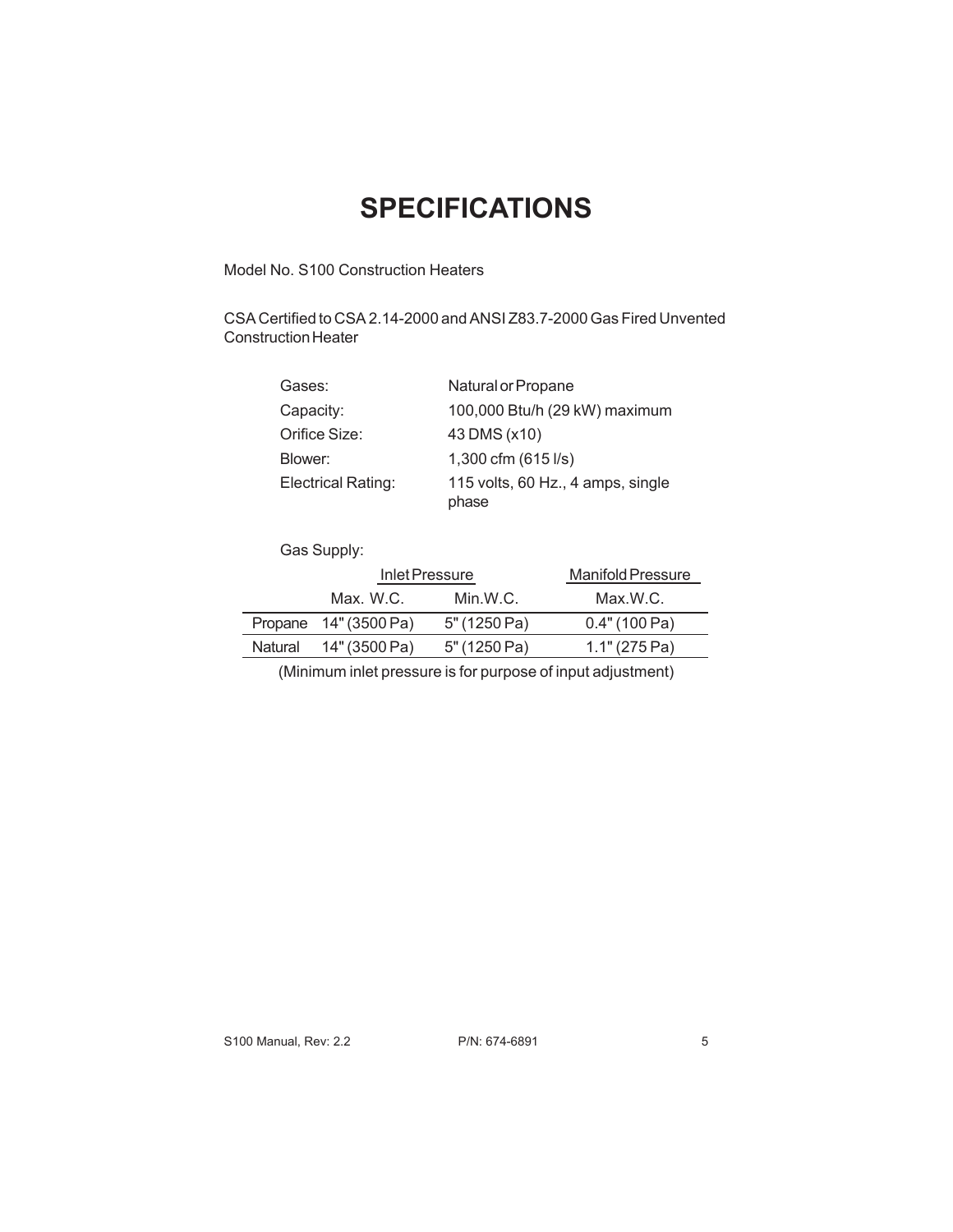# SPECIFICATIONS

Model No. S100 Construction Heaters

CSA Certified to CSA 2.14-2000 and ANSI Z83.7-2000 Gas Fired Unvented Construction Heater

| | |
|---|---|
| Gases: | Natural or Propane |
| Capacity: | 100,000 Btu/h (29 kW) maximum |
| Orifice Size: | 43 DMS (x10) |
| Blower: | 1,300 cfm (615 l/s) |
| Electrical Rating: | 115 volts, 60 Hz., 4 amps, single phase |

Gas Supply:

| | Inlet Pressure | | Manifold Pressure |
|---|---|---|---|
| | Max. W.C. | Min.W.C. | Max.W.C. |
| Propane | 14" (3500 Pa) | 5" (1250 Pa) | 0.4" (100 Pa) |
| Natural | 14" (3500 Pa) | 5" (1250 Pa) | 1.1" (275 Pa) |

(Minimum inlet pressure is for purpose of input adjustment)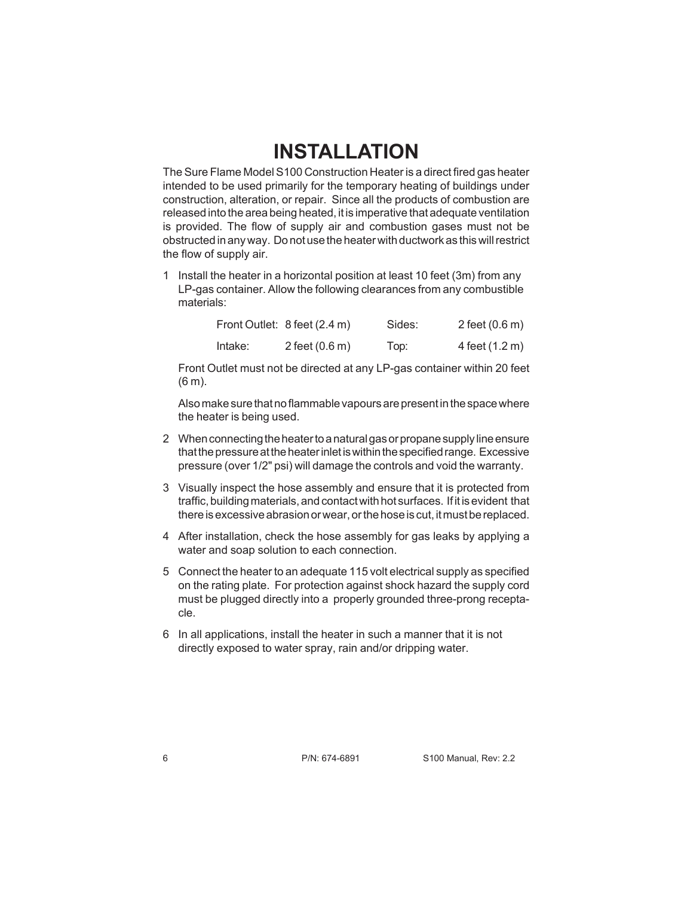# INSTALLATION

The Sure Flame Model S100 Construction Heater is a direct fired gas heater intended to be used primarily for the temporary heating of buildings under construction, alteration, or repair. Since all the products of combustion are released into the area being heated, it is imperative that adequate ventilation is provided. The flow of supply air and combustion gases must not be obstructed in any way. Do not use the heater with ductwork as this will restrict the flow of supply air.

1 Install the heater in a horizontal position at least 10 feet (3m) from any LP-gas container. Allow the following clearances from any combustible materials:

   | | | | |
   |---|---|---|---|
   | Front Outlet: | 8 feet (2.4 m) | Sides: | 2 feet (0.6 m) |
   | Intake: | 2 feet (0.6 m) | Top: | 4 feet (1.2 m) |

   Front Outlet must not be directed at any LP-gas container within 20 feet (6 m).

   Also make sure that no flammable vapours are present in the space where the heater is being used.

2 When connecting the heater to a natural gas or propane supply line ensure that the pressure at the heater inlet is within the specified range. Excessive pressure (over 1/2" psi) will damage the controls and void the warranty.

3 Visually inspect the hose assembly and ensure that it is protected from traffic, building materials, and contact with hot surfaces. If it is evident that there is excessive abrasion or wear, or the hose is cut, it must be replaced.

4 After installation, check the hose assembly for gas leaks by applying a water and soap solution to each connection.

5 Connect the heater to an adequate 115 volt electrical supply as specified on the rating plate. For protection against shock hazard the supply cord must be plugged directly into a properly grounded three-prong receptacle.

6 In all applications, install the heater in such a manner that it is not directly exposed to water spray, rain and/or dripping water.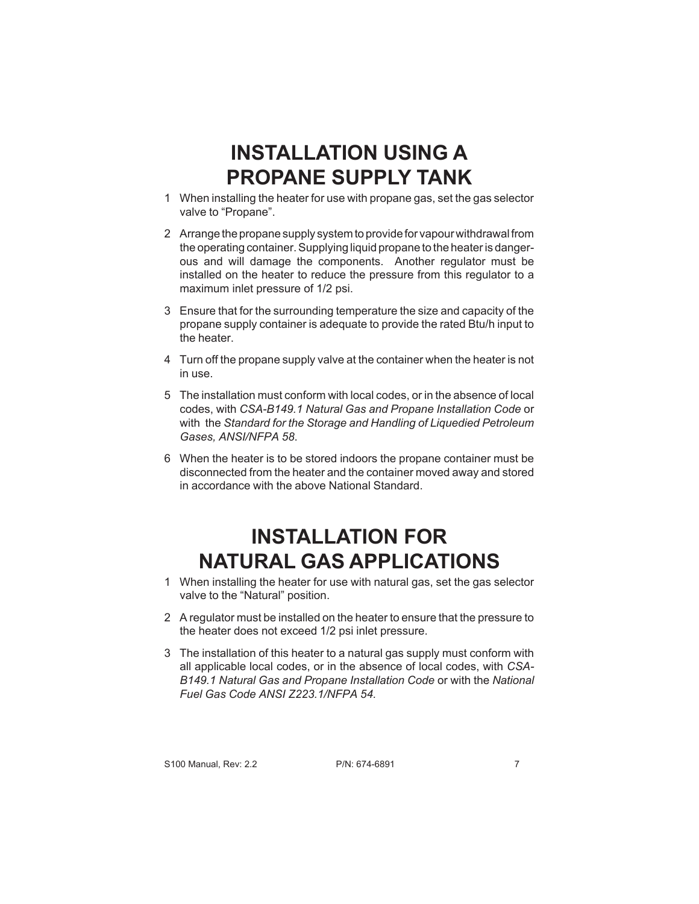# INSTALLATION USING A PROPANE SUPPLY TANK

1. When installing the heater for use with propane gas, set the gas selector valve to “Propane”.
2. Arrange the propane supply system to provide for vapour withdrawal from the operating container. Supplying liquid propane to the heater is dangerous and will damage the components. Another regulator must be installed on the heater to reduce the pressure from this regulator to a maximum inlet pressure of 1/2 psi.
3. Ensure that for the surrounding temperature the size and capacity of the propane supply container is adequate to provide the rated Btu/h input to the heater.
4. Turn off the propane supply valve at the container when the heater is not in use.
5. The installation must conform with local codes, or in the absence of local codes, with *CSA-B149.1 Natural Gas and Propane Installation Code* or with the *Standard for the Storage and Handling of Liquedied Petroleum Gases, ANSI/NFPA 58*.
6. When the heater is to be stored indoors the propane container must be disconnected from the heater and the container moved away and stored in accordance with the above National Standard.

# INSTALLATION FOR NATURAL GAS APPLICATIONS

1. When installing the heater for use with natural gas, set the gas selector valve to the “Natural” position.
2. A regulator must be installed on the heater to ensure that the pressure to the heater does not exceed 1/2 psi inlet pressure.
3. The installation of this heater to a natural gas supply must conform with all applicable local codes, or in the absence of local codes, with *CSA-B149.1 Natural Gas and Propane Installation Code* or with the *National Fuel Gas Code ANSI Z223.1/NFPA 54*.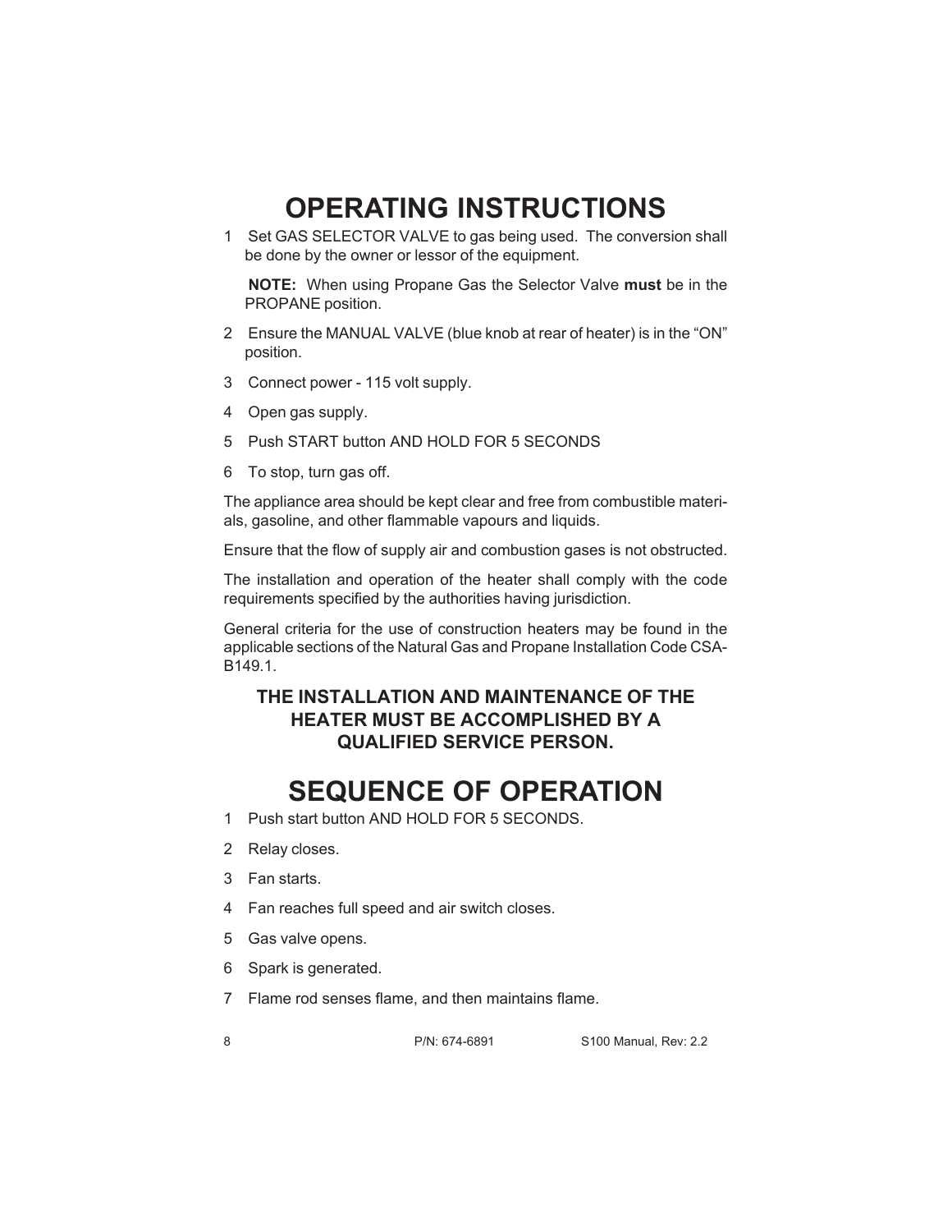# OPERATING INSTRUCTIONS

1. Set GAS SELECTOR VALVE to gas being used. The conversion shall be done by the owner or lessor of the equipment.

   **NOTE:** When using Propane Gas the Selector Valve **must** be in the PROPANE position.

2. Ensure the MANUAL VALVE (blue knob at rear of heater) is in the "ON" position.
3. Connect power - 115 volt supply.
4. Open gas supply.
5. Push START button AND HOLD FOR 5 SECONDS
6. To stop, turn gas off.

The appliance area should be kept clear and free from combustible materials, gasoline, and other flammable vapours and liquids.

Ensure that the flow of supply air and combustion gases is not obstructed.

The installation and operation of the heater shall comply with the code requirements specified by the authorities having jurisdiction.

General criteria for the use of construction heaters may be found in the applicable sections of the Natural Gas and Propane Installation Code CSA-B149.1.

**THE INSTALLATION AND MAINTENANCE OF THE HEATER MUST BE ACCOMPLISHED BY A QUALIFIED SERVICE PERSON.**

# SEQUENCE OF OPERATION

1. Push start button AND HOLD FOR 5 SECONDS.
2. Relay closes.
3. Fan starts.
4. Fan reaches full speed and air switch closes.
5. Gas valve opens.
6. Spark is generated.
7. Flame rod senses flame, and then maintains flame.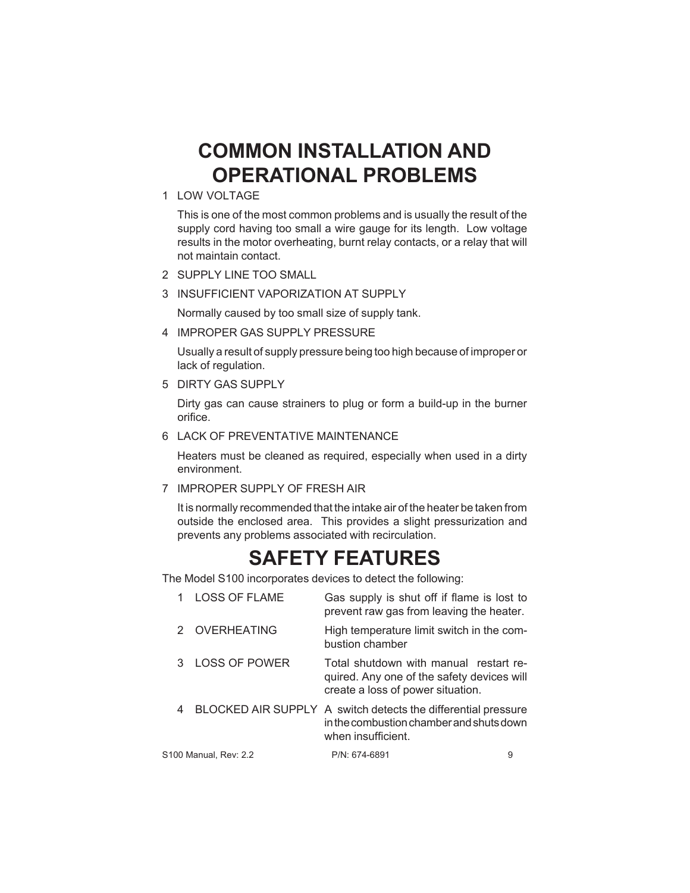# COMMON INSTALLATION AND OPERATIONAL PROBLEMS

1. LOW VOLTAGE

   This is one of the most common problems and is usually the result of the supply cord having too small a wire gauge for its length. Low voltage results in the motor overheating, burnt relay contacts, or a relay that will not maintain contact.

2. SUPPLY LINE TOO SMALL

3. INSUFFICIENT VAPORIZATION AT SUPPLY

   Normally caused by too small size of supply tank.

4. IMPROPER GAS SUPPLY PRESSURE

   Usually a result of supply pressure being too high because of improper or lack of regulation.

5. DIRTY GAS SUPPLY

   Dirty gas can cause strainers to plug or form a build-up in the burner orifice.

6. LACK OF PREVENTATIVE MAINTENANCE

   Heaters must be cleaned as required, especially when used in a dirty environment.

7. IMPROPER SUPPLY OF FRESH AIR

   It is normally recommended that the intake air of the heater be taken from outside the enclosed area. This provides a slight pressurization and prevents any problems associated with recirculation.

# SAFETY FEATURES

The Model S100 incorporates devices to detect the following:

| | | |
|---|---|---|
| 1 | LOSS OF FLAME | Gas supply is shut off if flame is lost to prevent raw gas from leaving the heater. |
| 2 | OVERHEATING | High temperature limit switch in the combustion chamber |
| 3 | LOSS OF POWER | Total shutdown with manual restart required. Any one of the safety devices will create a loss of power situation. |
| 4 | BLOCKED AIR SUPPLY | A switch detects the differential pressure in the combustion chamber and shuts down when insufficient. |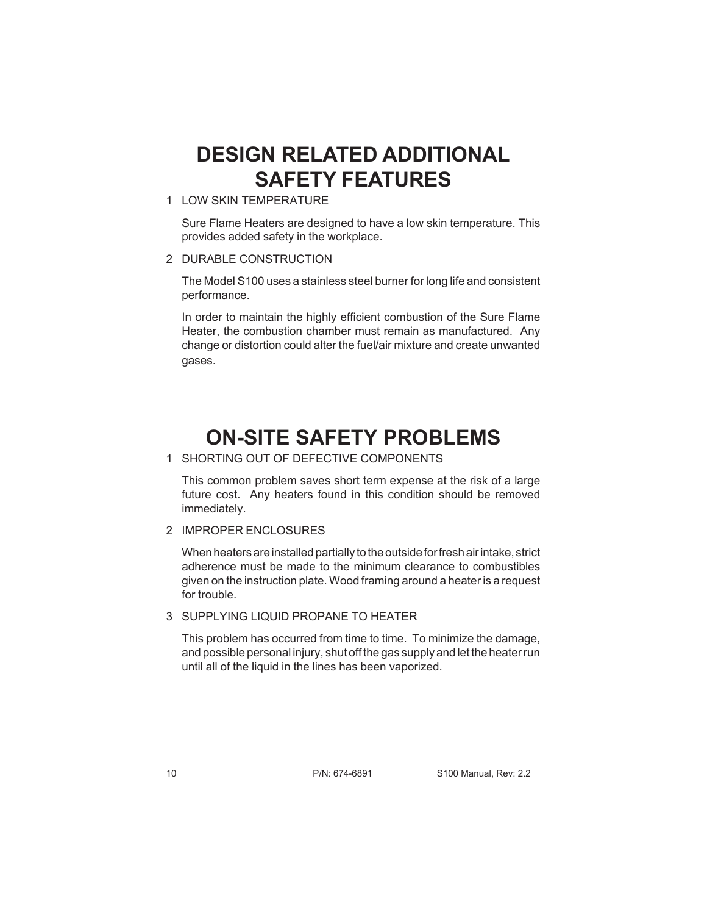# DESIGN RELATED ADDITIONAL SAFETY FEATURES

1 LOW SKIN TEMPERATURE

Sure Flame Heaters are designed to have a low skin temperature. This provides added safety in the workplace.

2 DURABLE CONSTRUCTION

The Model S100 uses a stainless steel burner for long life and consistent performance.

In order to maintain the highly efficient combustion of the Sure Flame Heater, the combustion chamber must remain as manufactured. Any change or distortion could alter the fuel/air mixture and create unwanted gases.

# ON-SITE SAFETY PROBLEMS

1 SHORTING OUT OF DEFECTIVE COMPONENTS

This common problem saves short term expense at the risk of a large future cost. Any heaters found in this condition should be removed immediately.

2 IMPROPER ENCLOSURES

When heaters are installed partially to the outside for fresh air intake, strict adherence must be made to the minimum clearance to combustibles given on the instruction plate. Wood framing around a heater is a request for trouble.

3 SUPPLYING LIQUID PROPANE TO HEATER

This problem has occurred from time to time. To minimize the damage, and possible personal injury, shut off the gas supply and let the heater run until all of the liquid in the lines has been vaporized.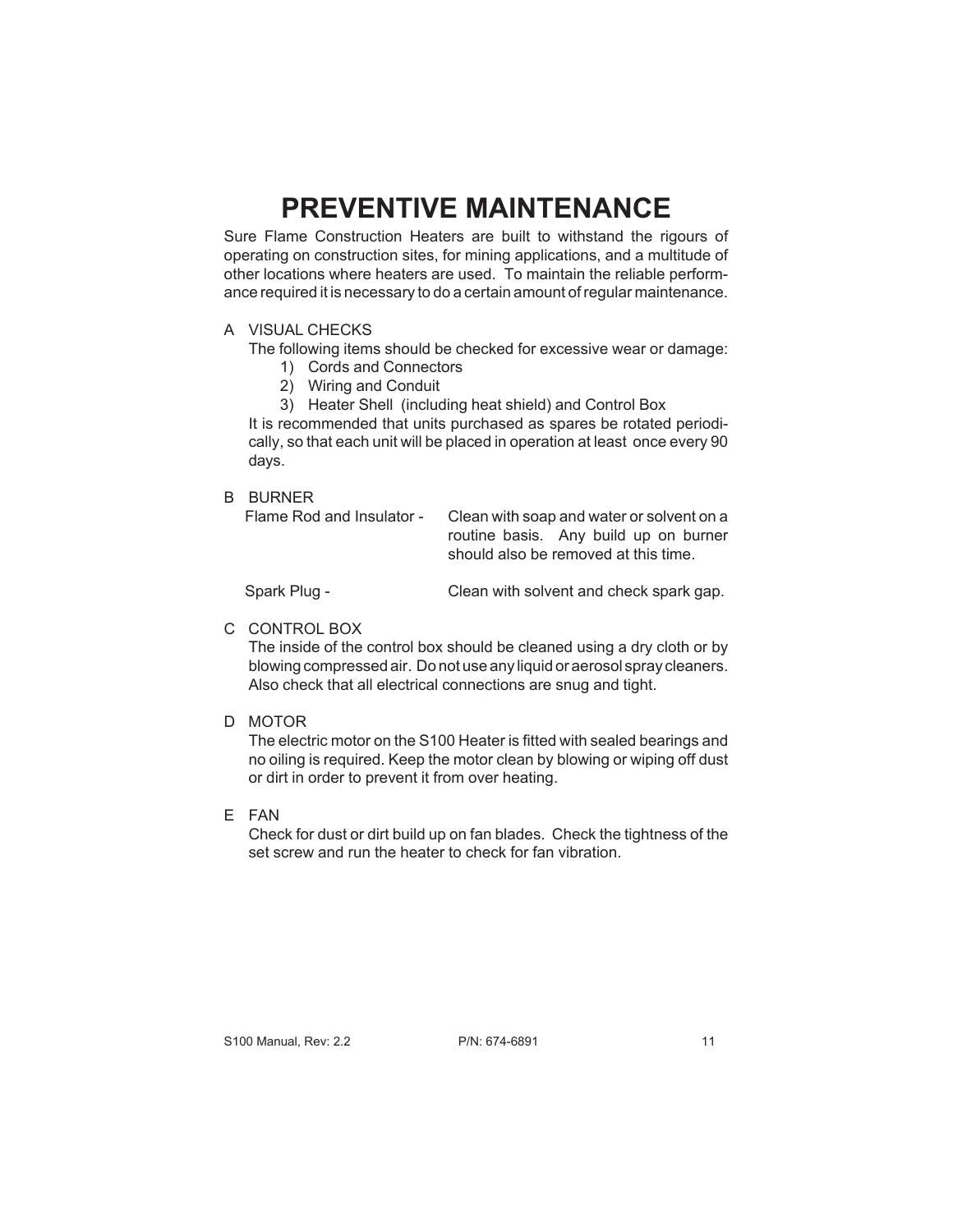# PREVENTIVE MAINTENANCE

Sure Flame Construction Heaters are built to withstand the rigours of operating on construction sites, for mining applications, and a multitude of other locations where heaters are used. To maintain the reliable performance required it is necessary to do a certain amount of regular maintenance.

A VISUAL CHECKS

The following items should be checked for excessive wear or damage:

1) Cords and Connectors
2) Wiring and Conduit
3) Heater Shell (including heat shield) and Control Box

It is recommended that units purchased as spares be rotated periodically, so that each unit will be placed in operation at least once every 90 days.

B BURNER

Flame Rod and Insulator - Clean with soap and water or solvent on a routine basis. Any build up on burner should also be removed at this time.

Spark Plug - Clean with solvent and check spark gap.

C CONTROL BOX

The inside of the control box should be cleaned using a dry cloth or by blowing compressed air. Do not use any liquid or aerosol spray cleaners. Also check that all electrical connections are snug and tight.

D MOTOR

The electric motor on the S100 Heater is fitted with sealed bearings and no oiling is required. Keep the motor clean by blowing or wiping off dust or dirt in order to prevent it from over heating.

E FAN

Check for dust or dirt build up on fan blades. Check the tightness of the set screw and run the heater to check for fan vibration.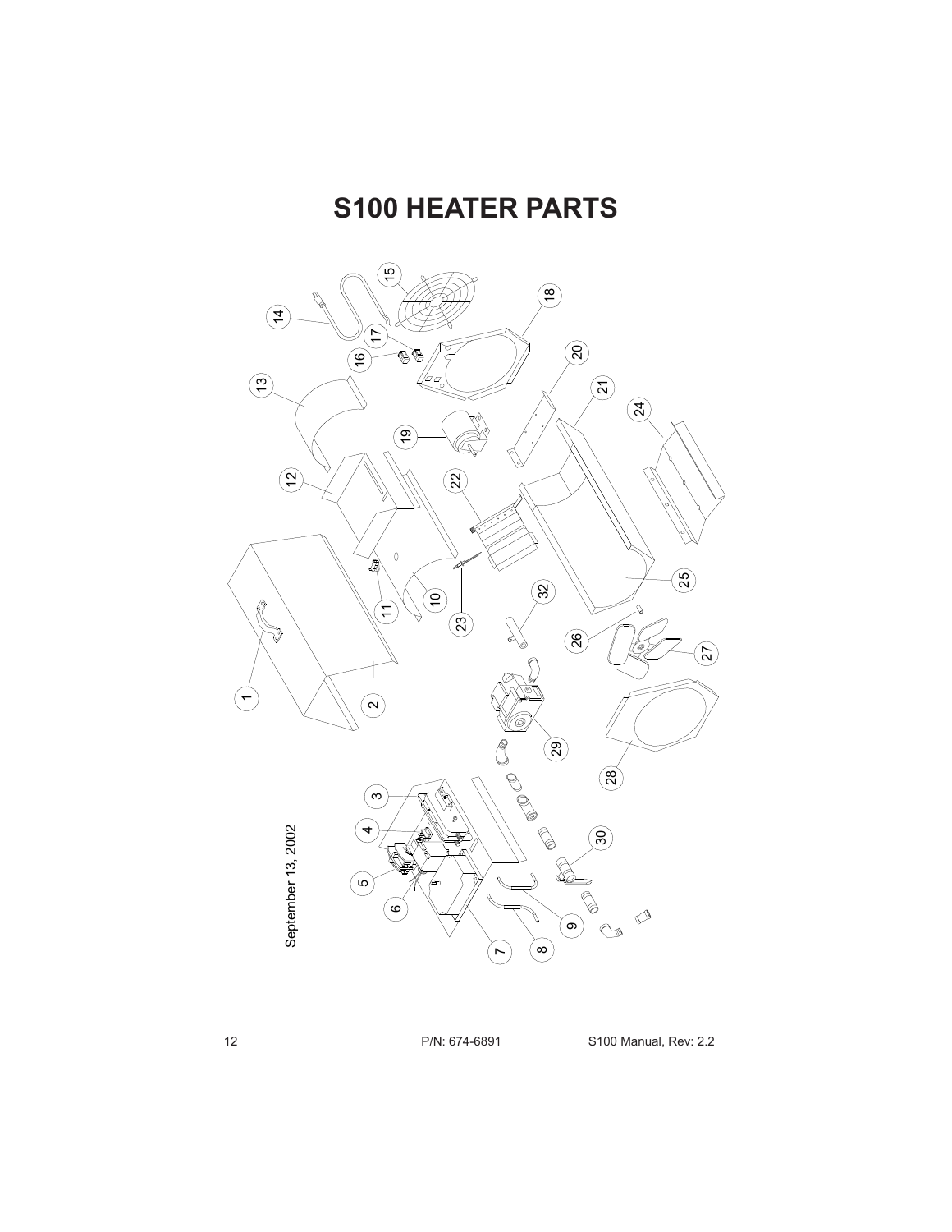# S100 HEATER PARTS

September 13, 2002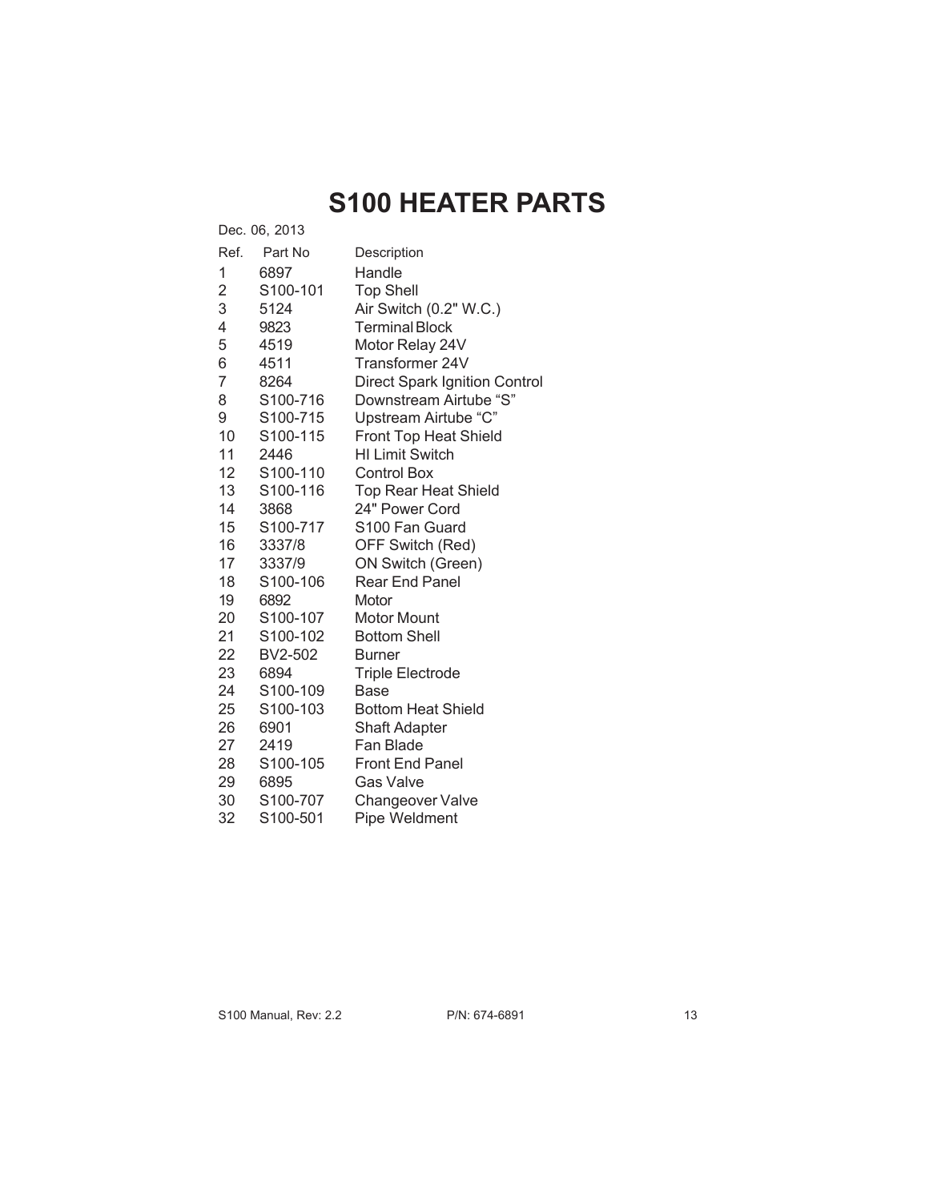# S100 HEATER PARTS

Dec. 06, 2013

| Ref. | Part No | Description |
|---|---|---|
| 1 | 6897 | Handle |
| 2 | S100-101 | Top Shell |
| 3 | 5124 | Air Switch (0.2" W.C.) |
| 4 | 9823 | Terminal Block |
| 5 | 4519 | Motor Relay 24V |
| 6 | 4511 | Transformer 24V |
| 7 | 8264 | Direct Spark Ignition Control |
| 8 | S100-716 | Downstream Airtube "S" |
| 9 | S100-715 | Upstream Airtube "C" |
| 10 | S100-115 | Front Top Heat Shield |
| 11 | 2446 | HI Limit Switch |
| 12 | S100-110 | Control Box |
| 13 | S100-116 | Top Rear Heat Shield |
| 14 | 3868 | 24" Power Cord |
| 15 | S100-717 | S100 Fan Guard |
| 16 | 3337/8 | OFF Switch (Red) |
| 17 | 3337/9 | ON Switch (Green) |
| 18 | S100-106 | Rear End Panel |
| 19 | 6892 | Motor |
| 20 | S100-107 | Motor Mount |
| 21 | S100-102 | Bottom Shell |
| 22 | BV2-502 | Burner |
| 23 | 6894 | Triple Electrode |
| 24 | S100-109 | Base |
| 25 | S100-103 | Bottom Heat Shield |
| 26 | 6901 | Shaft Adapter |
| 27 | 2419 | Fan Blade |
| 28 | S100-105 | Front End Panel |
| 29 | 6895 | Gas Valve |
| 30 | S100-707 | Changeover Valve |
| 32 | S100-501 | Pipe Weldment |

S100 Manual, Rev: 2.2 P/N: 674-6891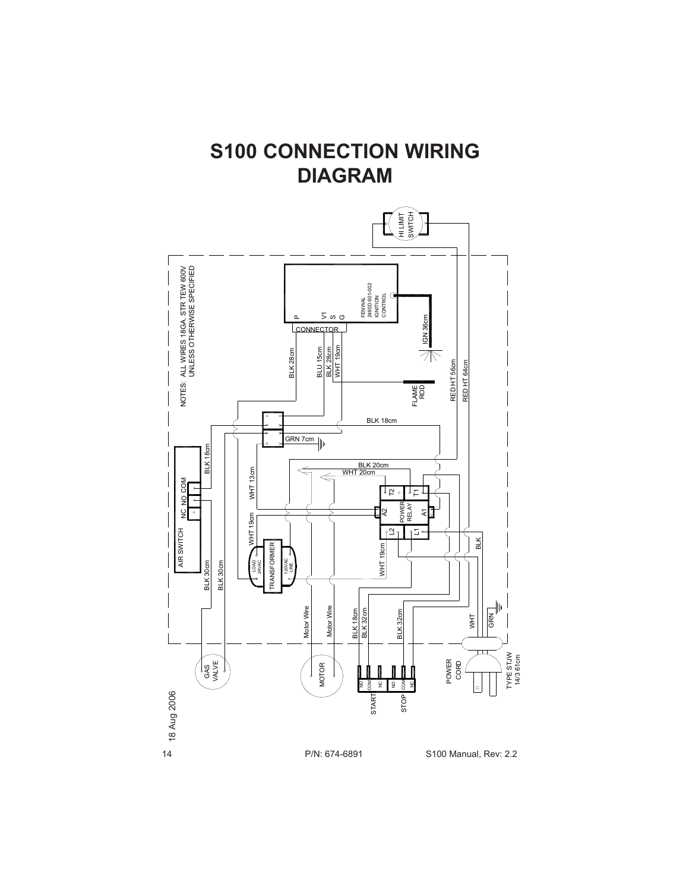# S100 CONNECTION WIRING DIAGRAM

NOTES: ALL WIRES 18GA, STR TEW 600V UNLESS OTHERWISE SPECIFIED

HI LIMIT SWITCH

FENWAL 2460D 601-002 IGNITION CONTROL

P V1 S G

CONNECTOR

IGN 36cm

BLK 28cm

BLU 15cm

BLK 28cm

WHT 19cm

FLAME ROD

RED HT 56cm

RED HT 64cm

BLK 18cm

GRN 7cm

AIR SWITCH

NC NO COM

BLK 18cm

WHT 13cm

BLK 20cm

WHT 20cm

T2 T1

A2 POWER RELAY A1

L2 L1

WHT 19cm

TRANSFORMER

LOAD 24VAC

120VAC LINE

WHT 19cm

BLK

BLK 30cm

BLK 30cm

Motor Wire

Motor Wire

BLK 18cm

BLK 32cm

BLK 32cm

WHT

GRN

GAS VALVE

MOTOR

NO COM NC

START

NO COM NC

STOP

POWER CORD

TYPE STJW 14/3 61cm

18 Aug 2006

P/N: 674-6891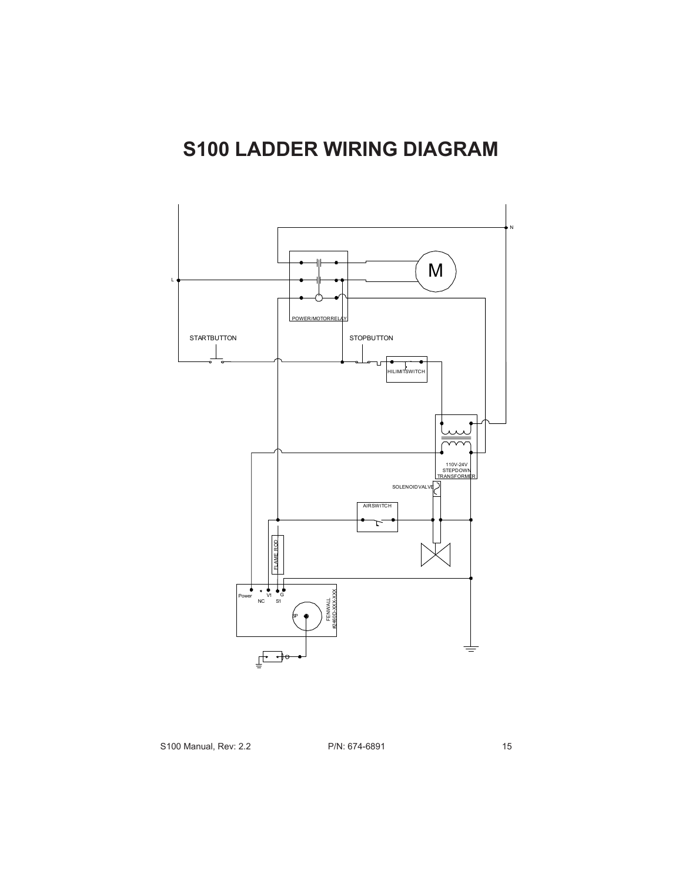# S100 LADDER WIRING DIAGRAM

N

L

M

POWER/MOTORRELAY

STARTBUTTON

STOPBUTTON

HILIMITSWITCH

110V-24V
STEPDOWN
TRANSFORMER

SOLENOIDVALVE

AIRSWITCH

FLAME ROD

Power

NC

V1

S1

G

SP

FENWALL
#2460D-XXX-XXX